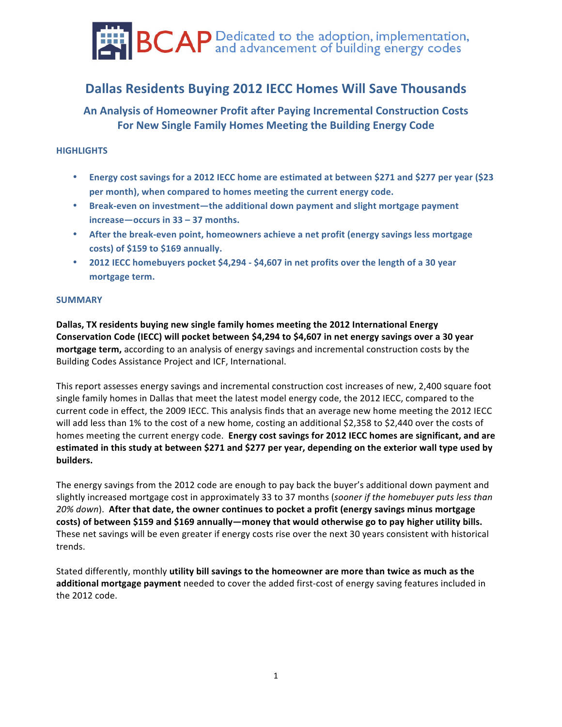BCAP Dedicated to the adoption, implementation, and advancement of building energy codes

# Dallas Residents Buying 2012 IECC Homes Will Save Thousands

## An Analysis of Homeowner Profit after Paying Incremental Construction Costs For New Single Family Homes Meeting the Building Energy Code

### HIGHLIGHTS

- **Energy cost savings for a 2012 IECC home are estimated at between $271 and $277 per year ($23 per month), when compared to homes meeting the current energy code.**
- **Break-even on investment—the additional down payment and slight mortgage payment increase—occurs in 33 – 37 months.**
- **After the break-even point, homeowners achieve a net profit (energy savings less mortgage costs) of $159 to $169 annually.**
- **2012 IECC homebuyers pocket $4,294 - $4,607 in net profits over the length of a 30 year mortgage term.**

### SUMMARY

**Dallas, TX residents buying new single family homes meeting the 2012 International Energy Conservation Code (IECC) will pocket between $4,294 to $4,607 in net energy savings over a 30 year mortgage term,** according to an analysis of energy savings and incremental construction costs by the Building Codes Assistance Project and ICF, International.

This report assesses energy savings and incremental construction cost increases of new, 2,400 square foot single family homes in Dallas that meet the latest model energy code, the 2012 IECC, compared to the current code in effect, the 2009 IECC. This analysis finds that an average new home meeting the 2012 IECC will add less than 1% to the cost of a new home, costing an additional $2,358 to $2,440 over the costs of homes meeting the current energy code. **Energy cost savings for 2012 IECC homes are significant, and are estimated in this study at between $271 and $277 per year, depending on the exterior wall type used by builders.**

The energy savings from the 2012 code are enough to pay back the buyer's additional down payment and slightly increased mortgage cost in approximately 33 to 37 months (*sooner if the homebuyer puts less than 20% down*). **After that date, the owner continues to pocket a profit (energy savings minus mortgage costs) of between $159 and $169 annually—money that would otherwise go to pay higher utility bills.** These net savings will be even greater if energy costs rise over the next 30 years consistent with historical trends.

Stated differently, monthly **utility bill savings to the homeowner are more than twice as much as the additional mortgage payment** needed to cover the added first-cost of energy saving features included in the 2012 code.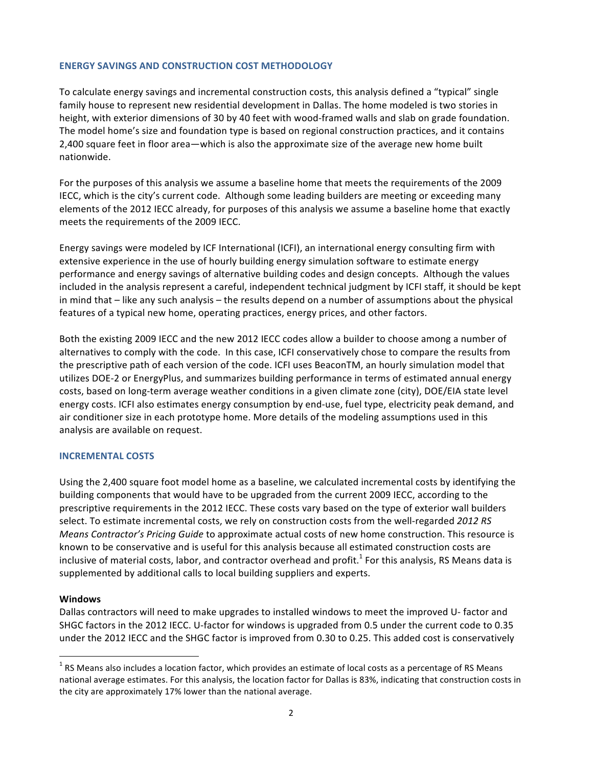## ENERGY SAVINGS AND CONSTRUCTION COST METHODOLOGY

To calculate energy savings and incremental construction costs, this analysis defined a "typical" single family house to represent new residential development in Dallas. The home modeled is two stories in height, with exterior dimensions of 30 by 40 feet with wood-framed walls and slab on grade foundation. The model home's size and foundation type is based on regional construction practices, and it contains 2,400 square feet in floor area—which is also the approximate size of the average new home built nationwide.

For the purposes of this analysis we assume a baseline home that meets the requirements of the 2009 IECC, which is the city's current code. Although some leading builders are meeting or exceeding many elements of the 2012 IECC already, for purposes of this analysis we assume a baseline home that exactly meets the requirements of the 2009 IECC.

Energy savings were modeled by ICF International (ICFI), an international energy consulting firm with extensive experience in the use of hourly building energy simulation software to estimate energy performance and energy savings of alternative building codes and design concepts. Although the values included in the analysis represent a careful, independent technical judgment by ICFI staff, it should be kept in mind that – like any such analysis – the results depend on a number of assumptions about the physical features of a typical new home, operating practices, energy prices, and other factors.

Both the existing 2009 IECC and the new 2012 IECC codes allow a builder to choose among a number of alternatives to comply with the code. In this case, ICFI conservatively chose to compare the results from the prescriptive path of each version of the code. ICFI uses BeaconTM, an hourly simulation model that utilizes DOE-2 or EnergyPlus, and summarizes building performance in terms of estimated annual energy costs, based on long-term average weather conditions in a given climate zone (city), DOE/EIA state level energy costs. ICFI also estimates energy consumption by end-use, fuel type, electricity peak demand, and air conditioner size in each prototype home. More details of the modeling assumptions used in this analysis are available on request.

## INCREMENTAL COSTS

Using the 2,400 square foot model home as a baseline, we calculated incremental costs by identifying the building components that would have to be upgraded from the current 2009 IECC, according to the prescriptive requirements in the 2012 IECC. These costs vary based on the type of exterior wall builders select. To estimate incremental costs, we rely on construction costs from the well-regarded *2012 RS Means Contractor's Pricing Guide* to approximate actual costs of new home construction. This resource is known to be conservative and is useful for this analysis because all estimated construction costs are inclusive of material costs, labor, and contractor overhead and profit.[1] For this analysis, RS Means data is supplemented by additional calls to local building suppliers and experts.

### Windows

Dallas contractors will need to make upgrades to installed windows to meet the improved U- factor and SHGC factors in the 2012 IECC. U-factor for windows is upgraded from 0.5 under the current code to 0.35 under the 2012 IECC and the SHGC factor is improved from 0.30 to 0.25. This added cost is conservatively

[1] RS Means also includes a location factor, which provides an estimate of local costs as a percentage of RS Means national average estimates. For this analysis, the location factor for Dallas is 83%, indicating that construction costs in the city are approximately 17% lower than the national average.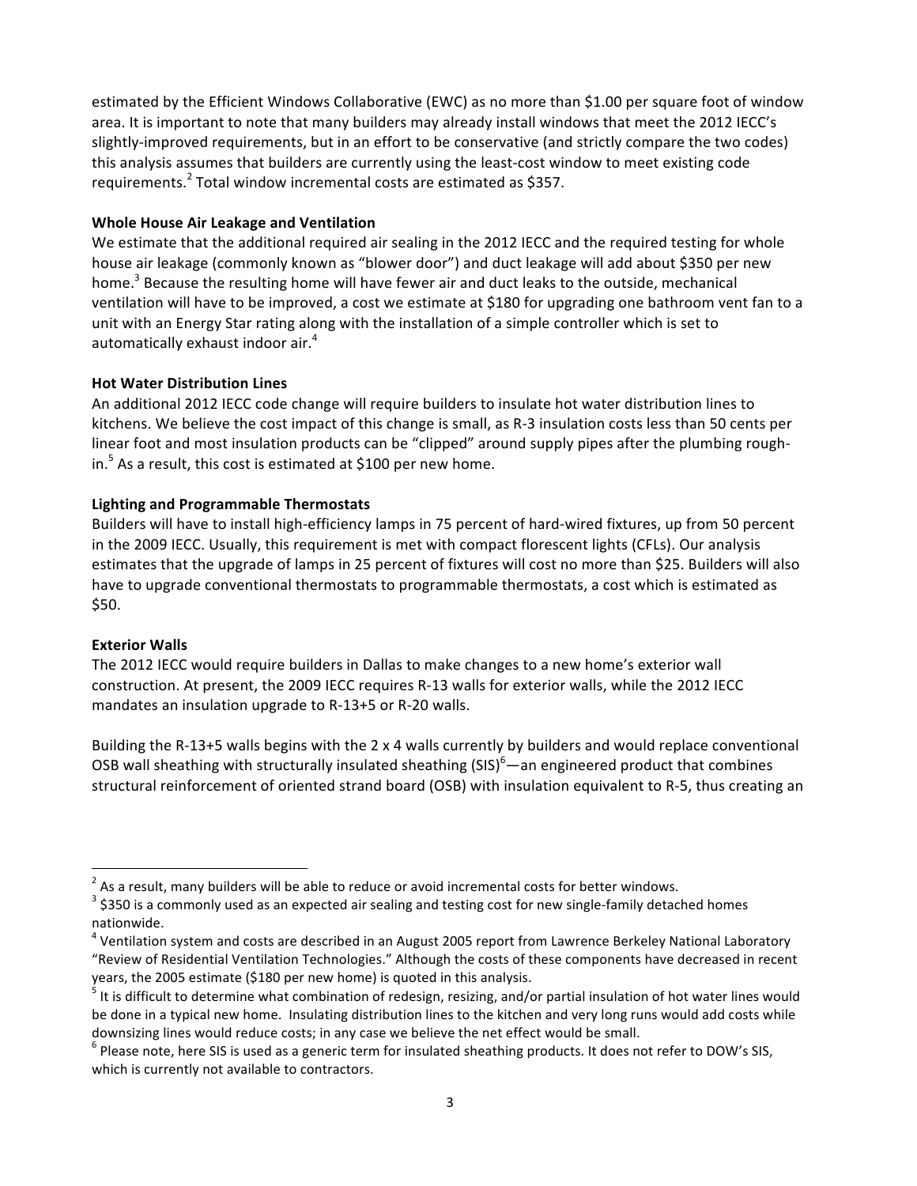estimated by the Efficient Windows Collaborative (EWC) as no more than $1.00 per square foot of window area. It is important to note that many builders may already install windows that meet the 2012 IECC's slightly-improved requirements, but in an effort to be conservative (and strictly compare the two codes) this analysis assumes that builders are currently using the least-cost window to meet existing code requirements.[2] Total window incremental costs are estimated as $357.

**Whole House Air Leakage and Ventilation**

We estimate that the additional required air sealing in the 2012 IECC and the required testing for whole house air leakage (commonly known as "blower door") and duct leakage will add about $350 per new home.[3] Because the resulting home will have fewer air and duct leaks to the outside, mechanical ventilation will have to be improved, a cost we estimate at $180 for upgrading one bathroom vent fan to a unit with an Energy Star rating along with the installation of a simple controller which is set to automatically exhaust indoor air.[4]

**Hot Water Distribution Lines**

An additional 2012 IECC code change will require builders to insulate hot water distribution lines to kitchens. We believe the cost impact of this change is small, as R-3 insulation costs less than 50 cents per linear foot and most insulation products can be "clipped" around supply pipes after the plumbing rough-in.[5] As a result, this cost is estimated at $100 per new home.

**Lighting and Programmable Thermostats**

Builders will have to install high-efficiency lamps in 75 percent of hard-wired fixtures, up from 50 percent in the 2009 IECC. Usually, this requirement is met with compact florescent lights (CFLs). Our analysis estimates that the upgrade of lamps in 25 percent of fixtures will cost no more than $25. Builders will also have to upgrade conventional thermostats to programmable thermostats, a cost which is estimated as $50.

**Exterior Walls**

The 2012 IECC would require builders in Dallas to make changes to a new home's exterior wall construction. At present, the 2009 IECC requires R-13 walls for exterior walls, while the 2012 IECC mandates an insulation upgrade to R-13+5 or R-20 walls.

Building the R-13+5 walls begins with the 2 x 4 walls currently by builders and would replace conventional OSB wall sheathing with structurally insulated sheathing (SIS)[6]—an engineered product that combines structural reinforcement of oriented strand board (OSB) with insulation equivalent to R-5, thus creating an

---

[2] As a result, many builders will be able to reduce or avoid incremental costs for better windows.

[3] $350 is a commonly used as an expected air sealing and testing cost for new single-family detached homes nationwide.

[4] Ventilation system and costs are described in an August 2005 report from Lawrence Berkeley National Laboratory "Review of Residential Ventilation Technologies." Although the costs of these components have decreased in recent years, the 2005 estimate ($180 per new home) is quoted in this analysis.

[5] It is difficult to determine what combination of redesign, resizing, and/or partial insulation of hot water lines would be done in a typical new home. Insulating distribution lines to the kitchen and very long runs would add costs while downsizing lines would reduce costs; in any case we believe the net effect would be small.

[6] Please note, here SIS is used as a generic term for insulated sheathing products. It does not refer to DOW's SIS, which is currently not available to contractors.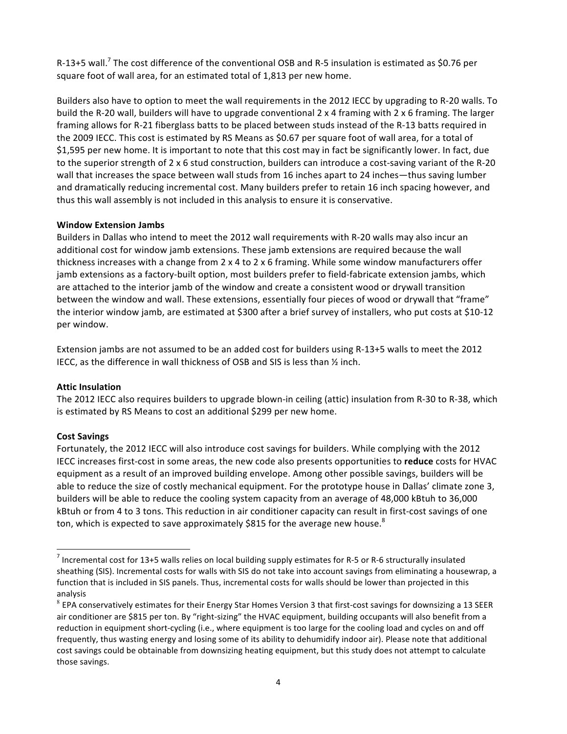R-13+5 wall.[7] The cost difference of the conventional OSB and R-5 insulation is estimated as $0.76 per square foot of wall area, for an estimated total of 1,813 per new home.

Builders also have to option to meet the wall requirements in the 2012 IECC by upgrading to R-20 walls. To build the R-20 wall, builders will have to upgrade conventional 2 x 4 framing with 2 x 6 framing. The larger framing allows for R-21 fiberglass batts to be placed between studs instead of the R-13 batts required in the 2009 IECC. This cost is estimated by RS Means as $0.67 per square foot of wall area, for a total of $1,595 per new home. It is important to note that this cost may in fact be significantly lower. In fact, due to the superior strength of 2 x 6 stud construction, builders can introduce a cost-saving variant of the R-20 wall that increases the space between wall studs from 16 inches apart to 24 inches—thus saving lumber and dramatically reducing incremental cost. Many builders prefer to retain 16 inch spacing however, and thus this wall assembly is not included in this analysis to ensure it is conservative.

**Window Extension Jambs**

Builders in Dallas who intend to meet the 2012 wall requirements with R-20 walls may also incur an additional cost for window jamb extensions. These jamb extensions are required because the wall thickness increases with a change from 2 x 4 to 2 x 6 framing. While some window manufacturers offer jamb extensions as a factory-built option, most builders prefer to field-fabricate extension jambs, which are attached to the interior jamb of the window and create a consistent wood or drywall transition between the window and wall. These extensions, essentially four pieces of wood or drywall that "frame" the interior window jamb, are estimated at $300 after a brief survey of installers, who put costs at $10-12 per window.

Extension jambs are not assumed to be an added cost for builders using R-13+5 walls to meet the 2012 IECC, as the difference in wall thickness of OSB and SIS is less than ½ inch.

**Attic Insulation**

The 2012 IECC also requires builders to upgrade blown-in ceiling (attic) insulation from R-30 to R-38, which is estimated by RS Means to cost an additional $299 per new home.

**Cost Savings**

Fortunately, the 2012 IECC will also introduce cost savings for builders. While complying with the 2012 IECC increases first-cost in some areas, the new code also presents opportunities to **reduce** costs for HVAC equipment as a result of an improved building envelope. Among other possible savings, builders will be able to reduce the size of costly mechanical equipment. For the prototype house in Dallas' climate zone 3, builders will be able to reduce the cooling system capacity from an average of 48,000 kBtuh to 36,000 kBtuh or from 4 to 3 tons. This reduction in air conditioner capacity can result in first-cost savings of one ton, which is expected to save approximately $815 for the average new house.[8]

---

[7] Incremental cost for 13+5 walls relies on local building supply estimates for R-5 or R-6 structurally insulated sheathing (SIS). Incremental costs for walls with SIS do not take into account savings from eliminating a housewrap, a function that is included in SIS panels. Thus, incremental costs for walls should be lower than projected in this analysis

[8] EPA conservatively estimates for their Energy Star Homes Version 3 that first-cost savings for downsizing a 13 SEER air conditioner are $815 per ton. By "right-sizing" the HVAC equipment, building occupants will also benefit from a reduction in equipment short-cycling (i.e., where equipment is too large for the cooling load and cycles on and off frequently, thus wasting energy and losing some of its ability to dehumidify indoor air). Please note that additional cost savings could be obtainable from downsizing heating equipment, but this study does not attempt to calculate those savings.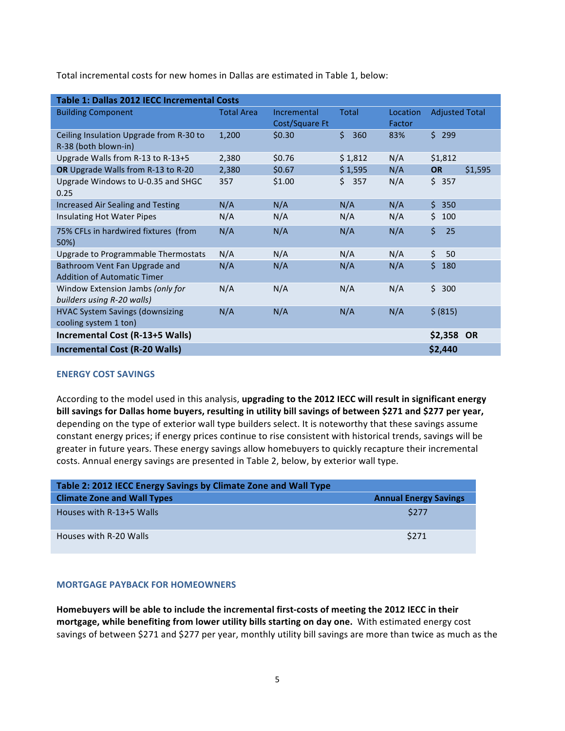Total incremental costs for new homes in Dallas are estimated in Table 1, below:

| Table 1: Dallas 2012 IECC Incremental Costs | | | | | |
|---|---|---|---|---|---|
| Building Component | Total Area | Incremental Cost/Square Ft | Total | Location Factor | Adjusted Total |
| Ceiling Insulation Upgrade from R-30 to R-38 (both blown-in) | 1,200 | $0.30 | $ 360 | 83% | $ 299 |
| Upgrade Walls from R-13 to R-13+5 | 2,380 | $0.76 | $ 1,812 | N/A | $1,812 |
| **OR** Upgrade Walls from R-13 to R-20 | 2,380 | $0.67 | $ 1,595 | N/A | **OR** $1,595 |
| Upgrade Windows to U-0.35 and SHGC 0.25 | 357 | $1.00 | $ 357 | N/A | $ 357 |
| Increased Air Sealing and Testing | N/A | N/A | N/A | N/A | $ 350 |
| Insulating Hot Water Pipes | N/A | N/A | N/A | N/A | $ 100 |
| 75% CFLs in hardwired fixtures (from 50%) | N/A | N/A | N/A | N/A | $ 25 |
| Upgrade to Programmable Thermostats | N/A | N/A | N/A | N/A | $ 50 |
| Bathroom Vent Fan Upgrade and Addition of Automatic Timer | N/A | N/A | N/A | N/A | $ 180 |
| Window Extension Jambs *(only for builders using R-20 walls)* | N/A | N/A | N/A | N/A | $ 300 |
| HVAC System Savings (downsizing cooling system 1 ton) | N/A | N/A | N/A | N/A | $ (815) |
| **Incremental Cost (R-13+5 Walls)** | | | | | **$2,358 OR** |
| **Incremental Cost (R-20 Walls)** | | | | | **$2,440** |

## ENERGY COST SAVINGS

According to the model used in this analysis, **upgrading to the 2012 IECC will result in significant energy bill savings for Dallas home buyers, resulting in utility bill savings of between $271 and $277 per year,** depending on the type of exterior wall type builders select. It is noteworthy that these savings assume constant energy prices; if energy prices continue to rise consistent with historical trends, savings will be greater in future years. These energy savings allow homebuyers to quickly recapture their incremental costs. Annual energy savings are presented in Table 2, below, by exterior wall type.

| Table 2: 2012 IECC Energy Savings by Climate Zone and Wall Type | |
|---|---|
| **Climate Zone and Wall Types** | **Annual Energy Savings** |
| Houses with R-13+5 Walls | $277 |
| Houses with R-20 Walls | $271 |

## MORTGAGE PAYBACK FOR HOMEOWNERS

**Homebuyers will be able to include the incremental first-costs of meeting the 2012 IECC in their mortgage, while benefiting from lower utility bills starting on day one.** With estimated energy cost savings of between $271 and $277 per year, monthly utility bill savings are more than twice as much as the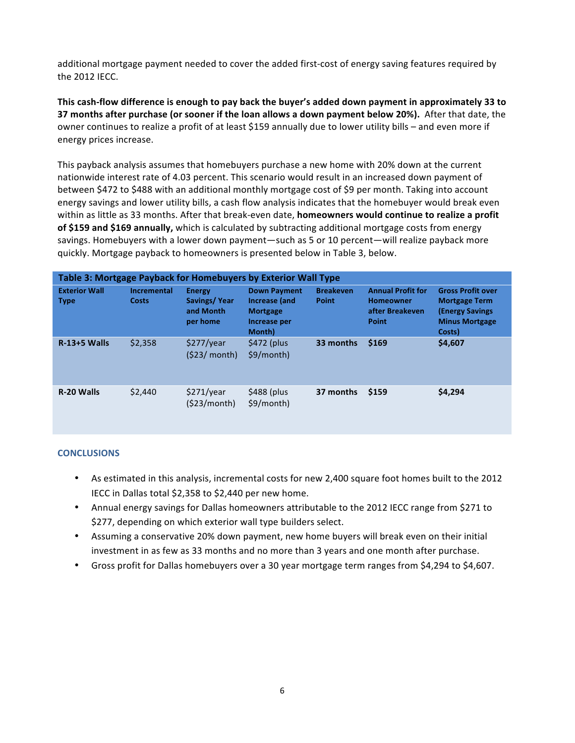additional mortgage payment needed to cover the added first-cost of energy saving features required by the 2012 IECC.

**This cash-flow difference is enough to pay back the buyer's added down payment in approximately 33 to 37 months after purchase (or sooner if the loan allows a down payment below 20%).** After that date, the owner continues to realize a profit of at least $159 annually due to lower utility bills – and even more if energy prices increase.

This payback analysis assumes that homebuyers purchase a new home with 20% down at the current nationwide interest rate of 4.03 percent. This scenario would result in an increased down payment of between $472 to $488 with an additional monthly mortgage cost of $9 per month. Taking into account energy savings and lower utility bills, a cash flow analysis indicates that the homebuyer would break even within as little as 33 months. After that break-even date, **homeowners would continue to realize a profit of $159 and $169 annually,** which is calculated by subtracting additional mortgage costs from energy savings. Homebuyers with a lower down payment—such as 5 or 10 percent—will realize payback more quickly. Mortgage payback to homeowners is presented below in Table 3, below.

**Table 3: Mortgage Payback for Homebuyers by Exterior Wall Type**

| Exterior Wall Type | Incremental Costs | Energy Savings/ Year and Month per home | Down Payment Increase (and Mortgage Increase per Month) | Breakeven Point | Annual Profit for Homeowner after Breakeven Point | Gross Profit over Mortgage Term (Energy Savings Minus Mortgage Costs) |
|---|---|---|---|---|---|---|
| **R-13+5 Walls** | $2,358 | $277/year ($23/ month) | $472 (plus $9/month) | **33 months** | **$169** | **$4,607** |
| **R-20 Walls** | $2,440 | $271/year ($23/month) | $488 (plus $9/month) | **37 months** | **$159** | **$4,294** |

## CONCLUSIONS

- As estimated in this analysis, incremental costs for new 2,400 square foot homes built to the 2012 IECC in Dallas total $2,358 to $2,440 per new home.
- Annual energy savings for Dallas homeowners attributable to the 2012 IECC range from $271 to $277, depending on which exterior wall type builders select.
- Assuming a conservative 20% down payment, new home buyers will break even on their initial investment in as few as 33 months and no more than 3 years and one month after purchase.
- Gross profit for Dallas homebuyers over a 30 year mortgage term ranges from $4,294 to $4,607.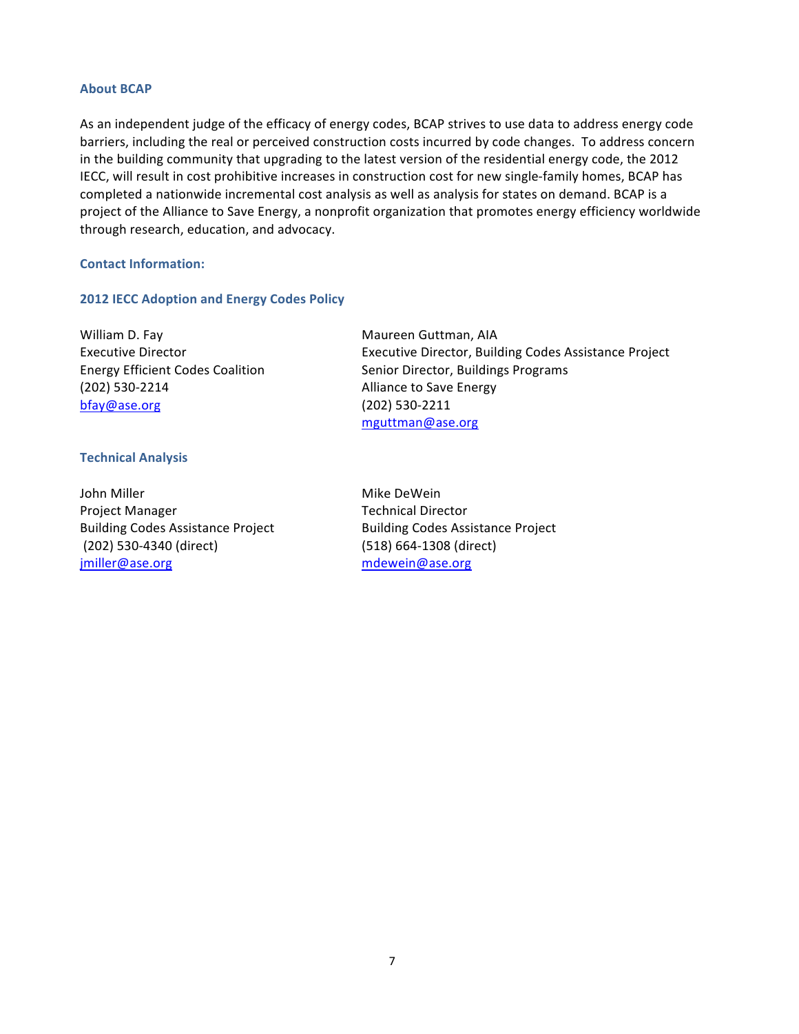### About BCAP

As an independent judge of the efficacy of energy codes, BCAP strives to use data to address energy code barriers, including the real or perceived construction costs incurred by code changes. To address concern in the building community that upgrading to the latest version of the residential energy code, the 2012 IECC, will result in cost prohibitive increases in construction cost for new single-family homes, BCAP has completed a nationwide incremental cost analysis as well as analysis for states on demand. BCAP is a project of the Alliance to Save Energy, a nonprofit organization that promotes energy efficiency worldwide through research, education, and advocacy.

### Contact Information:

### 2012 IECC Adoption and Energy Codes Policy

William D. Fay
Executive Director
Energy Efficient Codes Coalition
(202) 530-2214
bfay@ase.org

Maureen Guttman, AIA
Executive Director, Building Codes Assistance Project
Senior Director, Buildings Programs
Alliance to Save Energy
(202) 530-2211
mguttman@ase.org

### Technical Analysis

John Miller
Project Manager
Building Codes Assistance Project
(202) 530-4340 (direct)
jmiller@ase.org

Mike DeWein
Technical Director
Building Codes Assistance Project
(518) 664-1308 (direct)
mdewein@ase.org